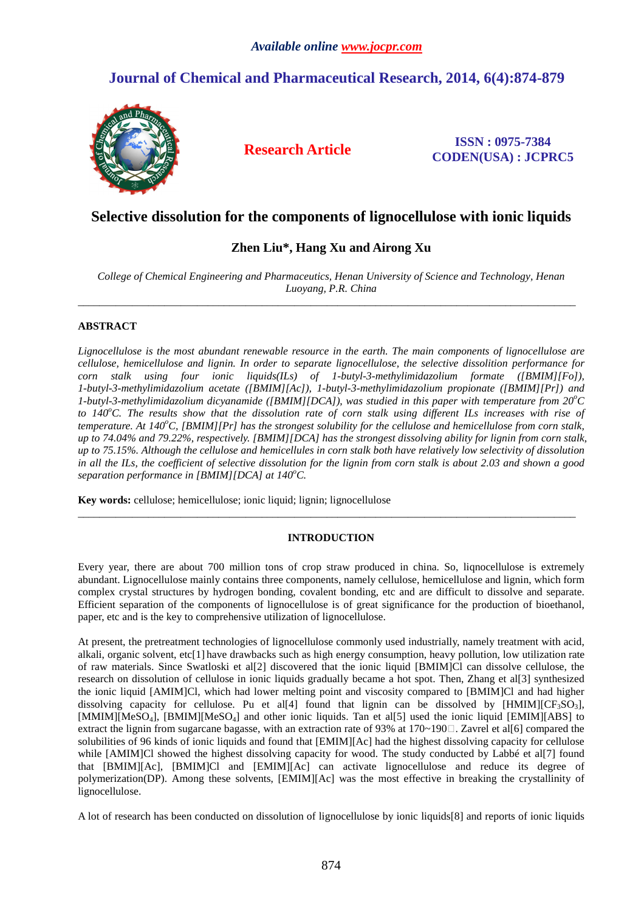*Available online www.jocpr.com*

**Journal of Chemical and Pharmaceutical Research, 2014, 6(4):874-879**

**Research Article**

**ISSN : 0975-7384**
**CODEN(USA) : JCPRC5**

# Selective dissolution for the components of lignocellulose with ionic liquids

**Zhen Liu\*, Hang Xu and Airong Xu**

*College of Chemical Engineering and Pharmaceutics, Henan University of Science and Technology, Henan Luoyang, P.R. China*

---

## ABSTRACT

*Lignocellulose is the most abundant renewable resource in the earth. The main components of lignocellulose are cellulose, hemicellulose and lignin. In order to separate lignocellulose, the selective dissolution performance for corn stalk using four ionic liquids(ILs) of 1-butyl-3-methylimidazolium formate ([BMIM][Fo]), 1-butyl-3-methylimidazolium acetate ([BMIM][Ac]), 1-butyl-3-methylimidazolium propionate ([BMIM][Pr]) and 1-butyl-3-methylimidazolium dicyanamide ([BMIM][DCA]), was studied in this paper with temperature from 20$^oC$ to 140$^oC$. The results show that the dissolution rate of corn stalk using different ILs increases with rise of temperature. At 140$^oC$, [BMIM][Pr] has the strongest solubility for the cellulose and hemicellulose from corn stalk, up to 74.04% and 79.22%, respectively. [BMIM][DCA] has the strongest dissolving ability for lignin from corn stalk, up to 75.15%. Although the cellulose and hemicellules in corn stalk both have relatively low selectivity of dissolution in all the ILs, the coefficient of selective dissolution for the lignin from corn stalk is about 2.03 and shown a good separation performance in [BMIM][DCA] at 140$^oC$.*

**Key words:** cellulose; hemicellulose; ionic liquid; lignin; lignocellulose

---

## INTRODUCTION

Every year, there are about 700 million tons of crop straw produced in china. So, liqnocellulose is extremely abundant. Lignocellulose mainly contains three components, namely cellulose, hemicellulose and lignin, which form complex crystal structures by hydrogen bonding, covalent bonding, etc and are difficult to dissolve and separate. Efficient separation of the components of lignocellulose is of great significance for the production of bioethanol, paper, etc and is the key to comprehensive utilization of lignocellulose.

At present, the pretreatment technologies of lignocellulose commonly used industrially, namely treatment with acid, alkali, organic solvent, etc[1] have drawbacks such as high energy consumption, heavy pollution, low utilization rate of raw materials. Since Swatloski et al[2] discovered that the ionic liquid [BMIM]Cl can dissolve cellulose, the research on dissolution of cellulose in ionic liquids gradually became a hot spot. Then, Zhang et al[3] synthesized the ionic liquid [AMIM]Cl, which had lower melting point and viscosity compared to [BMIM]Cl and had higher dissolving capacity for cellulose. Pu et al[4] found that lignin can be dissolved by [HMIM][$CF_3SO_3$], [MMIM][$MeSO_4$], [BMIM][$MeSO_4$] and other ionic liquids. Tan et al[5] used the ionic liquid [EMIM][ABS] to extract the lignin from sugarcane bagasse, with an extraction rate of 93% at 170~190□. Zavrel et al[6] compared the solubilities of 96 kinds of ionic liquids and found that [EMIM][Ac] had the highest dissolving capacity for cellulose while [AMIM]Cl showed the highest dissolving capacity for wood. The study conducted by Labbé et al[7] found that [BMIM][Ac], [BMIM]Cl and [EMIM][Ac] can activate lignocellulose and reduce its degree of polymerization(DP). Among these solvents, [EMIM][Ac] was the most effective in breaking the crystallinity of lignocellulose.

A lot of research has been conducted on dissolution of lignocellulose by ionic liquids[8] and reports of ionic liquids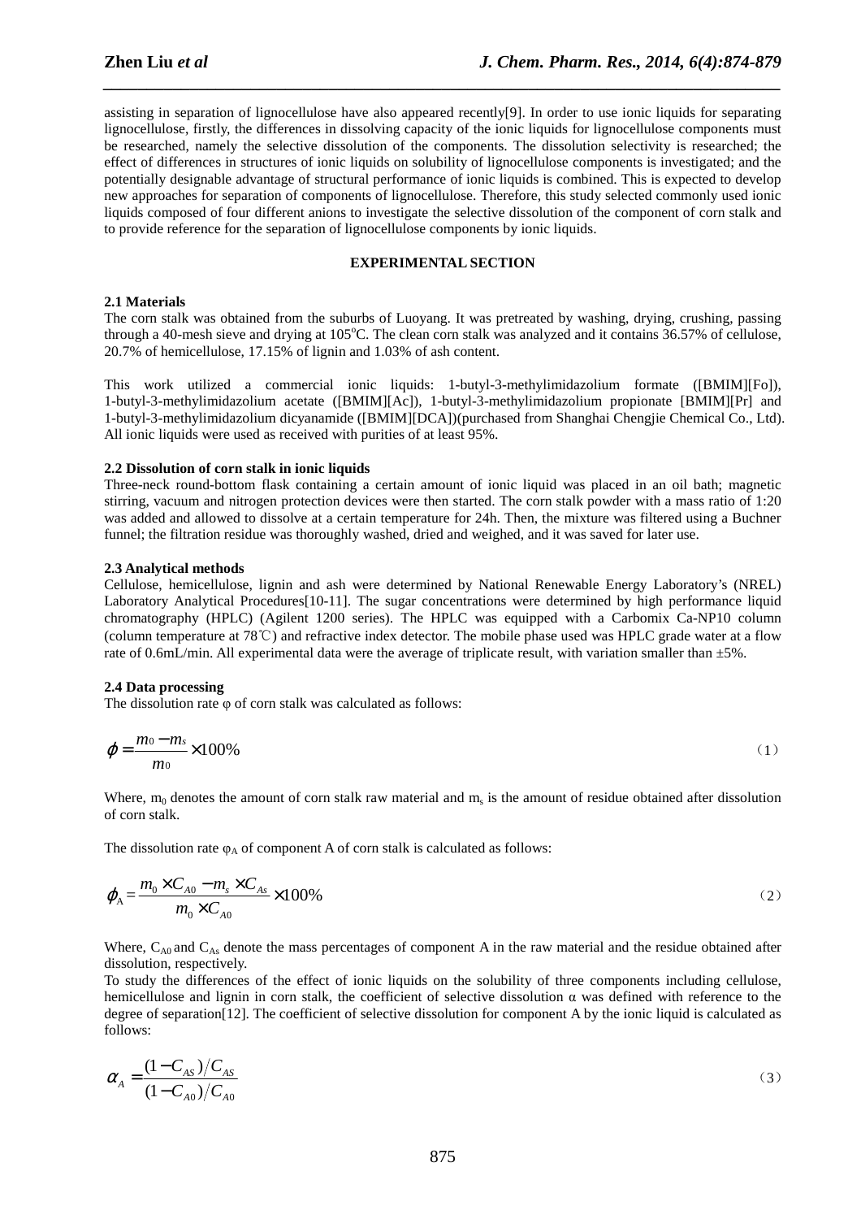assisting in separation of lignocellulose have also appeared recently[9]. In order to use ionic liquids for separating lignocellulose, firstly, the differences in dissolving capacity of the ionic liquids for lignocellulose components must be researched, namely the selective dissolution of the components. The dissolution selectivity is researched; the effect of differences in structures of ionic liquids on solubility of lignocellulose components is investigated; and the potentially designable advantage of structural performance of ionic liquids is combined. This is expected to develop new approaches for separation of components of lignocellulose. Therefore, this study selected commonly used ionic liquids composed of four different anions to investigate the selective dissolution of the component of corn stalk and to provide reference for the separation of lignocellulose components by ionic liquids.

## EXPERIMENTAL SECTION

### 2.1 Materials

The corn stalk was obtained from the suburbs of Luoyang. It was pretreated by washing, drying, crushing, passing through a 40-mesh sieve and drying at 105°C. The clean corn stalk was analyzed and it contains 36.57% of cellulose, 20.7% of hemicellulose, 17.15% of lignin and 1.03% of ash content.

This work utilized a commercial ionic liquids: 1-butyl-3-methylimidazolium formate ([BMIM][Fo]), 1-butyl-3-methylimidazolium acetate ([BMIM][Ac]), 1-butyl-3-methylimidazolium propionate [BMIM][Pr] and 1-butyl-3-methylimidazolium dicyanamide ([BMIM][DCA])(purchased from Shanghai Chengjie Chemical Co., Ltd). All ionic liquids were used as received with purities of at least 95%.

### 2.2 Dissolution of corn stalk in ionic liquids

Three-neck round-bottom flask containing a certain amount of ionic liquid was placed in an oil bath; magnetic stirring, vacuum and nitrogen protection devices were then started. The corn stalk powder with a mass ratio of 1:20 was added and allowed to dissolve at a certain temperature for 24h. Then, the mixture was filtered using a Buchner funnel; the filtration residue was thoroughly washed, dried and weighed, and it was saved for later use.

### 2.3 Analytical methods

Cellulose, hemicellulose, lignin and ash were determined by National Renewable Energy Laboratory's (NREL) Laboratory Analytical Procedures[10-11]. The sugar concentrations were determined by high performance liquid chromatography (HPLC) (Agilent 1200 series). The HPLC was equipped with a Carbomix Ca-NP10 column (column temperature at 78℃) and refractive index detector. The mobile phase used was HPLC grade water at a flow rate of 0.6mL/min. All experimental data were the average of triplicate result, with variation smaller than ±5%.

### 2.4 Data processing

The dissolution rate φ of corn stalk was calculated as follows:

$$\varphi = \frac{m_0 - m_s}{m_0} \times 100\% \quad (1)$$

Where, $m_0$ denotes the amount of corn stalk raw material and $m_s$ is the amount of residue obtained after dissolution of corn stalk.

The dissolution rate $\varphi_A$ of component A of corn stalk is calculated as follows:

$$\varphi_A = \frac{m_0 \times C_{A0} - m_s \times C_{As}}{m_0 \times C_{A0}} \times 100\% \quad (2)$$

Where, $C_{A0}$ and $C_{As}$ denote the mass percentages of component A in the raw material and the residue obtained after dissolution, respectively.

To study the differences of the effect of ionic liquids on the solubility of three components including cellulose, hemicellulose and lignin in corn stalk, the coefficient of selective dissolution α was defined with reference to the degree of separation[12]. The coefficient of selective dissolution for component A by the ionic liquid is calculated as follows:

$$\alpha_A = \frac{(1 - C_{AS})/C_{AS}}{(1 - C_{A0})/C_{A0}} \quad (3)$$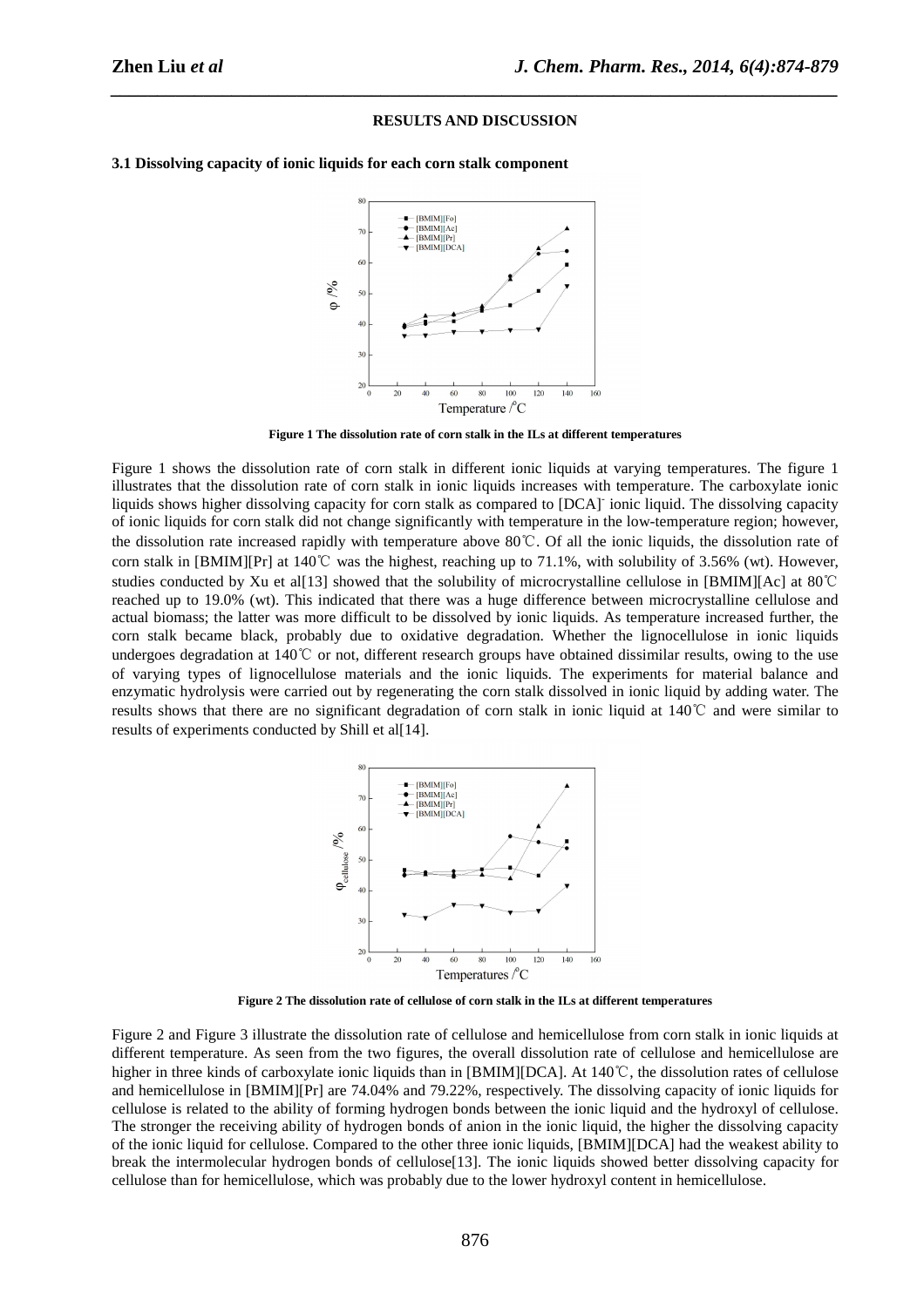## RESULTS AND DISCUSSION

### 3.1 Dissolving capacity of ionic liquids for each corn stalk component

**Figure 1 The dissolution rate of corn stalk in the ILs at different temperatures**

Figure 1 shows the dissolution rate of corn stalk in different ionic liquids at varying temperatures. The figure 1 illustrates that the dissolution rate of corn stalk in ionic liquids increases with temperature. The carboxylate ionic liquids shows higher dissolving capacity for corn stalk as compared to $[DCA]^-$ ionic liquid. The dissolving capacity of ionic liquids for corn stalk did not change significantly with temperature in the low-temperature region; however, the dissolution rate increased rapidly with temperature above 80℃. Of all the ionic liquids, the dissolution rate of corn stalk in [BMIM][Pr] at 140℃ was the highest, reaching up to 71.1%, with solubility of 3.56% (wt). However, studies conducted by Xu et al[13] showed that the solubility of microcrystalline cellulose in [BMIM][Ac] at 80℃ reached up to 19.0% (wt). This indicated that there was a huge difference between microcrystalline cellulose and actual biomass; the latter was more difficult to be dissolved by ionic liquids. As temperature increased further, the corn stalk became black, probably due to oxidative degradation. Whether the lignocellulose in ionic liquids undergoes degradation at 140℃ or not, different research groups have obtained dissimilar results, owing to the use of varying types of lignocellulose materials and the ionic liquids. The experiments for material balance and enzymatic hydrolysis were carried out by regenerating the corn stalk dissolved in ionic liquid by adding water. The results shows that there are no significant degradation of corn stalk in ionic liquid at 140℃ and were similar to results of experiments conducted by Shill et al[14].

**Figure 2 The dissolution rate of cellulose of corn stalk in the ILs at different temperatures**

Figure 2 and Figure 3 illustrate the dissolution rate of cellulose and hemicellulose from corn stalk in ionic liquids at different temperature. As seen from the two figures, the overall dissolution rate of cellulose and hemicellulose are higher in three kinds of carboxylate ionic liquids than in [BMIM][DCA]. At 140℃, the dissolution rates of cellulose and hemicellulose in [BMIM][Pr] are 74.04% and 79.22%, respectively. The dissolving capacity of ionic liquids for cellulose is related to the ability of forming hydrogen bonds between the ionic liquid and the hydroxyl of cellulose. The stronger the receiving ability of hydrogen bonds of anion in the ionic liquid, the higher the dissolving capacity of the ionic liquid for cellulose. Compared to the other three ionic liquids, [BMIM][DCA] had the weakest ability to break the intermolecular hydrogen bonds of cellulose[13]. The ionic liquids showed better dissolving capacity for cellulose than for hemicellulose, which was probably due to the lower hydroxyl content in hemicellulose.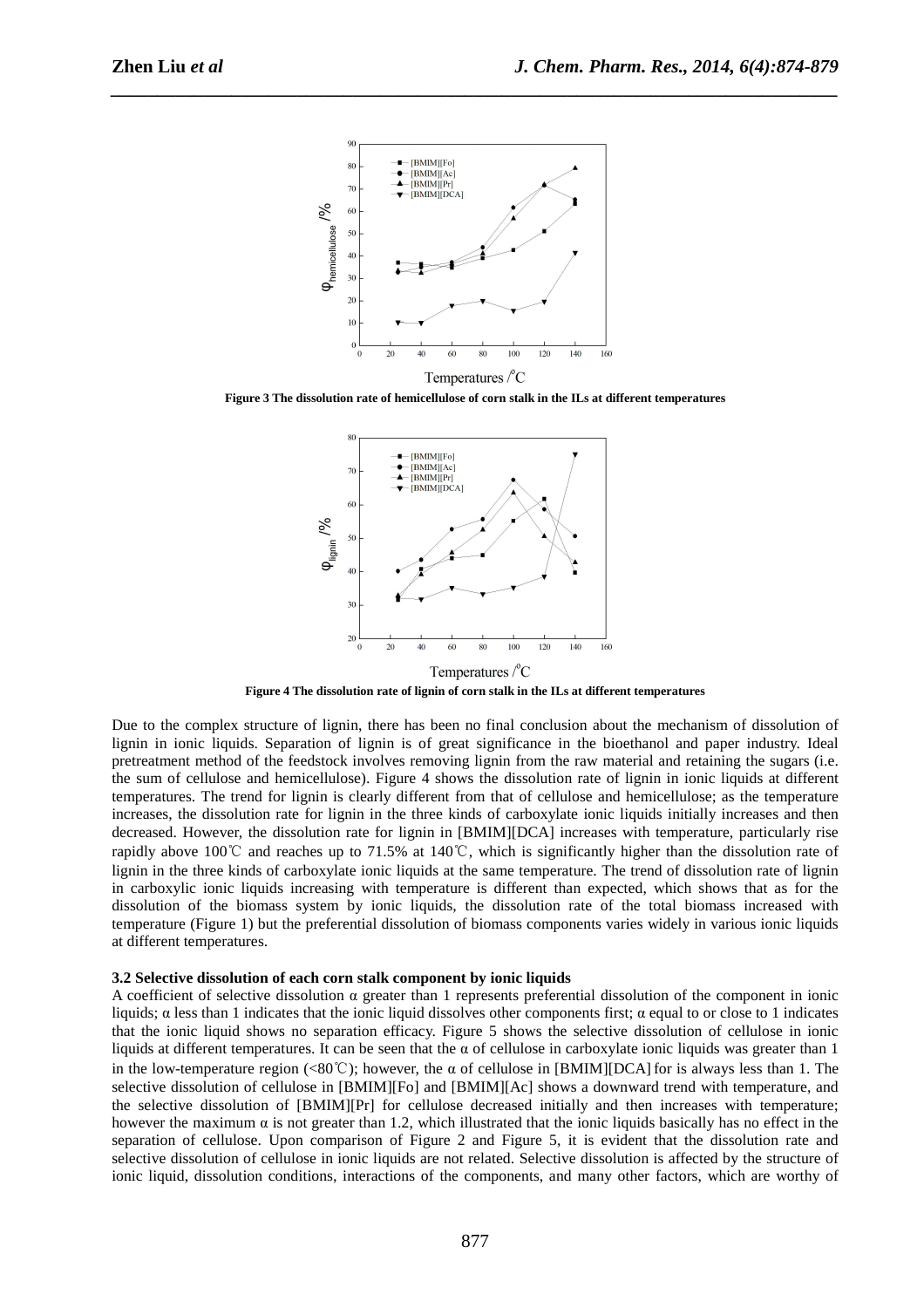Figure 3 The dissolution rate of hemicellulose of corn stalk in the ILs at different temperatures

Figure 4 The dissolution rate of lignin of corn stalk in the ILs at different temperatures

Due to the complex structure of lignin, there has been no final conclusion about the mechanism of dissolution of lignin in ionic liquids. Separation of lignin is of great significance in the bioethanol and paper industry. Ideal pretreatment method of the feedstock involves removing lignin from the raw material and retaining the sugars (i.e. the sum of cellulose and hemicellulose). Figure 4 shows the dissolution rate of lignin in ionic liquids at different temperatures. The trend for lignin is clearly different from that of cellulose and hemicellulose; as the temperature increases, the dissolution rate for lignin in the three kinds of carboxylate ionic liquids initially increases and then decreased. However, the dissolution rate for lignin in [BMIM][DCA] increases with temperature, particularly rise rapidly above 100℃ and reaches up to 71.5% at 140℃, which is significantly higher than the dissolution rate of lignin in the three kinds of carboxylate ionic liquids at the same temperature. The trend of dissolution rate of lignin in carboxylic ionic liquids increasing with temperature is different than expected, which shows that as for the dissolution of the biomass system by ionic liquids, the dissolution rate of the total biomass increased with temperature (Figure 1) but the preferential dissolution of biomass components varies widely in various ionic liquids at different temperatures.

**3.2 Selective dissolution of each corn stalk component by ionic liquids**

A coefficient of selective dissolution α greater than 1 represents preferential dissolution of the component in ionic liquids; α less than 1 indicates that the ionic liquid dissolves other components first; α equal to or close to 1 indicates that the ionic liquid shows no separation efficacy. Figure 5 shows the selective dissolution of cellulose in ionic liquids at different temperatures. It can be seen that the α of cellulose in carboxylate ionic liquids was greater than 1 in the low-temperature region (<80℃); however, the α of cellulose in [BMIM][DCA] for is always less than 1. The selective dissolution of cellulose in [BMIM][Fo] and [BMIM][Ac] shows a downward trend with temperature, and the selective dissolution of [BMIM][Pr] for cellulose decreased initially and then increases with temperature; however the maximum α is not greater than 1.2, which illustrated that the ionic liquids basically has no effect in the separation of cellulose. Upon comparison of Figure 2 and Figure 5, it is evident that the dissolution rate and selective dissolution of cellulose in ionic liquids are not related. Selective dissolution is affected by the structure of ionic liquid, dissolution conditions, interactions of the components, and many other factors, which are worthy of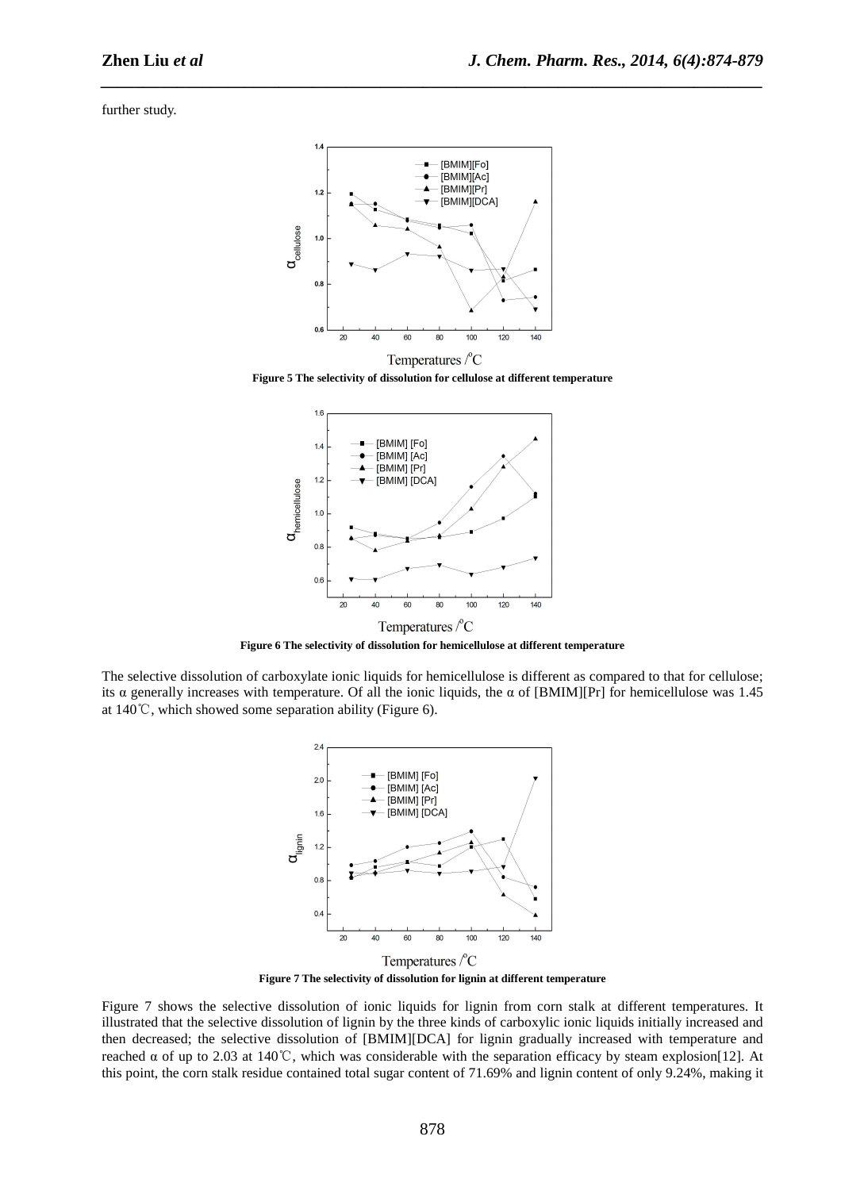further study.

**Figure 5 The selectivity of dissolution for cellulose at different temperature**

**Figure 6 The selectivity of dissolution for hemicellulose at different temperature**

The selective dissolution of carboxylate ionic liquids for hemicellulose is different as compared to that for cellulose; its α generally increases with temperature. Of all the ionic liquids, the α of [BMIM][Pr] for hemicellulose was 1.45 at 140℃, which showed some separation ability (Figure 6).

**Figure 7 The selectivity of dissolution for lignin at different temperature**

Figure 7 shows the selective dissolution of ionic liquids for lignin from corn stalk at different temperatures. It illustrated that the selective dissolution of lignin by the three kinds of carboxylic ionic liquids initially increased and then decreased; the selective dissolution of [BMIM][DCA] for lignin gradually increased with temperature and reached α of up to 2.03 at 140℃, which was considerable with the separation efficacy by steam explosion[12]. At this point, the corn stalk residue contained total sugar content of 71.69% and lignin content of only 9.24%, making it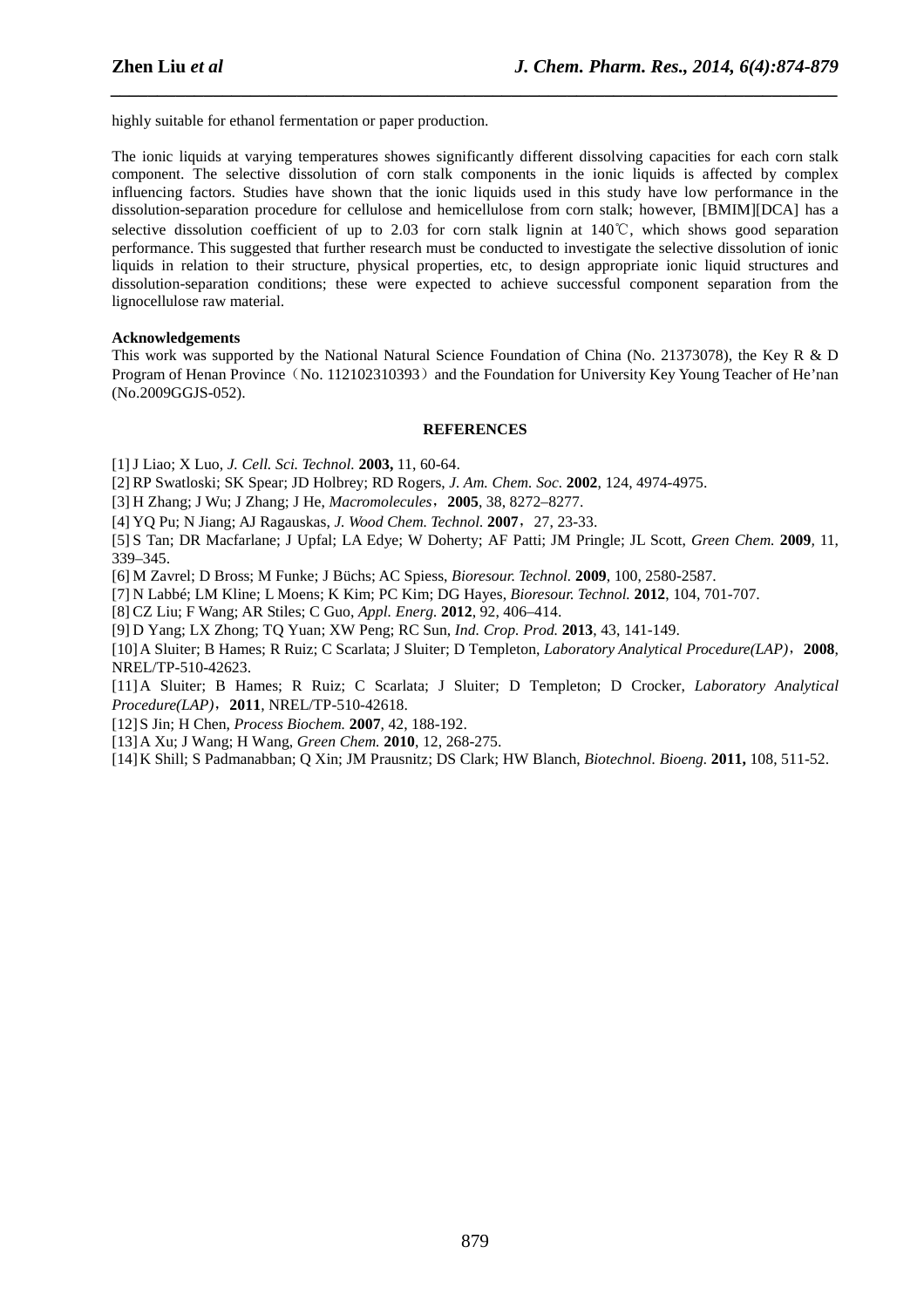highly suitable for ethanol fermentation or paper production.

The ionic liquids at varying temperatures showes significantly different dissolving capacities for each corn stalk component. The selective dissolution of corn stalk components in the ionic liquids is affected by complex influencing factors. Studies have shown that the ionic liquids used in this study have low performance in the dissolution-separation procedure for cellulose and hemicellulose from corn stalk; however, [BMIM][DCA] has a selective dissolution coefficient of up to 2.03 for corn stalk lignin at 140℃, which shows good separation performance. This suggested that further research must be conducted to investigate the selective dissolution of ionic liquids in relation to their structure, physical properties, etc, to design appropriate ionic liquid structures and dissolution-separation conditions; these were expected to achieve successful component separation from the lignocellulose raw material.

**Acknowledgements**

This work was supported by the National Natural Science Foundation of China (No. 21373078), the Key R & D Program of Henan Province（No. 112102310393）and the Foundation for University Key Young Teacher of He'nan (No.2009GGJS-052).

## REFERENCES

[1] J Liao; X Luo, *J. Cell. Sci. Technol.* **2003,** 11, 60-64.

[2] RP Swatloski; SK Spear; JD Holbrey; RD Rogers, *J. Am. Chem. Soc.* **2002**, 124, 4974-4975.

[3] H Zhang; J Wu; J Zhang; J He, *Macromolecules*，**2005**, 38, 8272–8277.

[4] YQ Pu; N Jiang; AJ Ragauskas, *J. Wood Chem. Technol.* **2007**，27, 23-33.

[5] S Tan; DR Macfarlane; J Upfal; LA Edye; W Doherty; AF Patti; JM Pringle; JL Scott, *Green Chem.* **2009**, 11, 339–345.

[6] M Zavrel; D Bross; M Funke; J Büchs; AC Spiess, *Bioresour. Technol.* **2009**, 100, 2580-2587.

[7] N Labbé; LM Kline; L Moens; K Kim; PC Kim; DG Hayes, *Bioresour. Technol.* **2012**, 104, 701-707.

[8] CZ Liu; F Wang; AR Stiles; C Guo, *Appl. Energ.* **2012**, 92, 406–414.

[9] D Yang; LX Zhong; TQ Yuan; XW Peng; RC Sun, *Ind. Crop. Prod.* **2013**, 43, 141-149.

[10] A Sluiter; B Hames; R Ruiz; C Scarlata; J Sluiter; D Templeton, *Laboratory Analytical Procedure(LAP)*，**2008**, NREL/TP-510-42623.

[11] A Sluiter; B Hames; R Ruiz; C Scarlata; J Sluiter; D Templeton; D Crocker, *Laboratory Analytical Procedure(LAP)*，**2011**, NREL/TP-510-42618.

[12] S Jin; H Chen, *Process Biochem.* **2007**, 42, 188-192.

[13] A Xu; J Wang; H Wang, *Green Chem.* **2010**, 12, 268-275.

[14] K Shill; S Padmanabban; Q Xin; JM Prausnitz; DS Clark; HW Blanch, *Biotechnol. Bioeng.* **2011,** 108, 511-52.